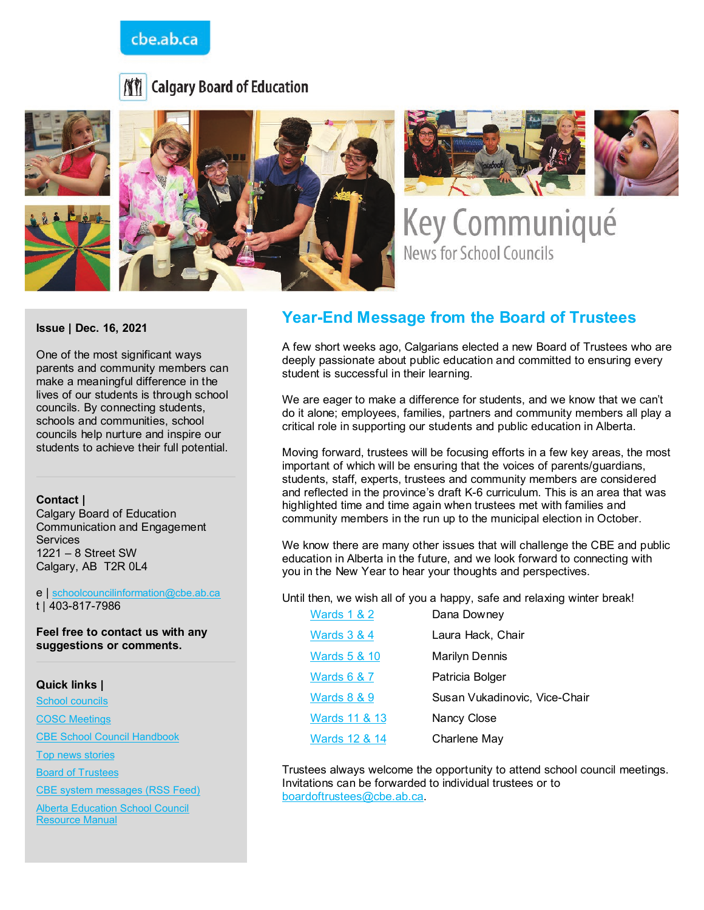cbe.ab.ca

Calgary Board of Education

# Key Communiqué

News for School Councils

**Issue | Dec. 16, 2021**

One of the most significant ways parents and community members can make a meaningful difference in the lives of our students is through school councils. By connecting students, schools and communities, school councils help nurture and inspire our students to achieve their full potential.

**Contact |**
Calgary Board of Education
Communication and Engagement Services
1221 – 8 Street SW
Calgary, AB T2R 0L4

e | schoolcouncilinformation@cbe.ab.ca
t | 403-817-7986

**Feel free to contact us with any suggestions or comments.**

**Quick links |**

- School councils
- COSC Meetings
- CBE School Council Handbook
- Top news stories
- Board of Trustees
- CBE system messages (RSS Feed)
- Alberta Education School Council Resource Manual

## Year-End Message from the Board of Trustees

A few short weeks ago, Calgarians elected a new Board of Trustees who are deeply passionate about public education and committed to ensuring every student is successful in their learning.

We are eager to make a difference for students, and we know that we can't do it alone; employees, families, partners and community members all play a critical role in supporting our students and public education in Alberta.

Moving forward, trustees will be focusing efforts in a few key areas, the most important of which will be ensuring that the voices of parents/guardians, students, staff, experts, trustees and community members are considered and reflected in the province's draft K-6 curriculum. This is an area that was highlighted time and time again when trustees met with families and community members in the run up to the municipal election in October.

We know there are many other issues that will challenge the CBE and public education in Alberta in the future, and we look forward to connecting with you in the New Year to hear your thoughts and perspectives.

Until then, we wish all of you a happy, safe and relaxing winter break!

| | |
|---|---|
| Wards 1 & 2 | Dana Downey |
| Wards 3 & 4 | Laura Hack, Chair |
| Wards 5 & 10 | Marilyn Dennis |
| Wards 6 & 7 | Patricia Bolger |
| Wards 8 & 9 | Susan Vukadinovic, Vice-Chair |
| Wards 11 & 13 | Nancy Close |
| Wards 12 & 14 | Charlene May |

Trustees always welcome the opportunity to attend school council meetings. Invitations can be forwarded to individual trustees or to boardoftrustees@cbe.ab.ca.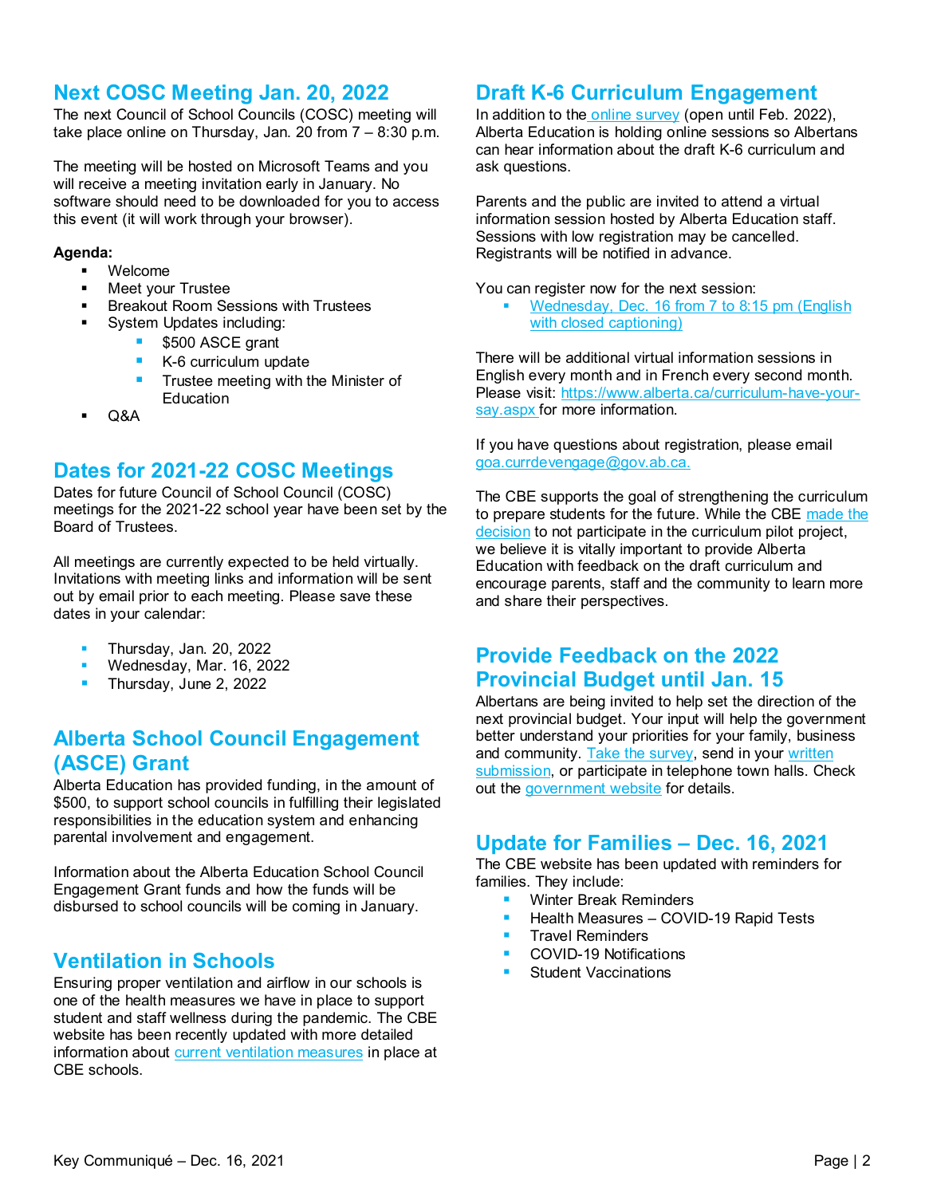## Next COSC Meeting Jan. 20, 2022

The next Council of School Councils (COSC) meeting will take place online on Thursday, Jan. 20 from 7 – 8:30 p.m.

The meeting will be hosted on Microsoft Teams and you will receive a meeting invitation early in January. No software should need to be downloaded for you to access this event (it will work through your browser).

**Agenda:**

- Welcome
- Meet your Trustee
- Breakout Room Sessions with Trustees
- System Updates including:
  - $500 ASCE grant
  - K-6 curriculum update
  - Trustee meeting with the Minister of Education
- Q&A

## Dates for 2021-22 COSC Meetings

Dates for future Council of School Council (COSC) meetings for the 2021-22 school year have been set by the Board of Trustees.

All meetings are currently expected to be held virtually. Invitations with meeting links and information will be sent out by email prior to each meeting. Please save these dates in your calendar:

- Thursday, Jan. 20, 2022
- Wednesday, Mar. 16, 2022
- Thursday, June 2, 2022

## Alberta School Council Engagement (ASCE) Grant

Alberta Education has provided funding, in the amount of $500, to support school councils in fulfilling their legislated responsibilities in the education system and enhancing parental involvement and engagement.

Information about the Alberta Education School Council Engagement Grant funds and how the funds will be disbursed to school councils will be coming in January.

## Ventilation in Schools

Ensuring proper ventilation and airflow in our schools is one of the health measures we have in place to support student and staff wellness during the pandemic. The CBE website has been recently updated with more detailed information about current ventilation measures in place at CBE schools.

## Draft K-6 Curriculum Engagement

In addition to the online survey (open until Feb. 2022), Alberta Education is holding online sessions so Albertans can hear information about the draft K-6 curriculum and ask questions.

Parents and the public are invited to attend a virtual information session hosted by Alberta Education staff. Sessions with low registration may be cancelled. Registrants will be notified in advance.

You can register now for the next session:

- Wednesday, Dec. 16 from 7 to 8:15 pm (English with closed captioning)

There will be additional virtual information sessions in English every month and in French every second month. Please visit: https://www.alberta.ca/curriculum-have-your-say.aspx for more information.

If you have questions about registration, please email goa.currdevengage@gov.ab.ca.

The CBE supports the goal of strengthening the curriculum to prepare students for the future. While the CBE made the decision to not participate in the curriculum pilot project, we believe it is vitally important to provide Alberta Education with feedback on the draft curriculum and encourage parents, staff and the community to learn more and share their perspectives.

## Provide Feedback on the 2022 Provincial Budget until Jan. 15

Albertans are being invited to help set the direction of the next provincial budget. Your input will help the government better understand your priorities for your family, business and community. Take the survey, send in your written submission, or participate in telephone town halls. Check out the government website for details.

## Update for Families – Dec. 16, 2021

The CBE website has been updated with reminders for families. They include:

- Winter Break Reminders
- Health Measures – COVID-19 Rapid Tests
- Travel Reminders
- COVID-19 Notifications
- Student Vaccinations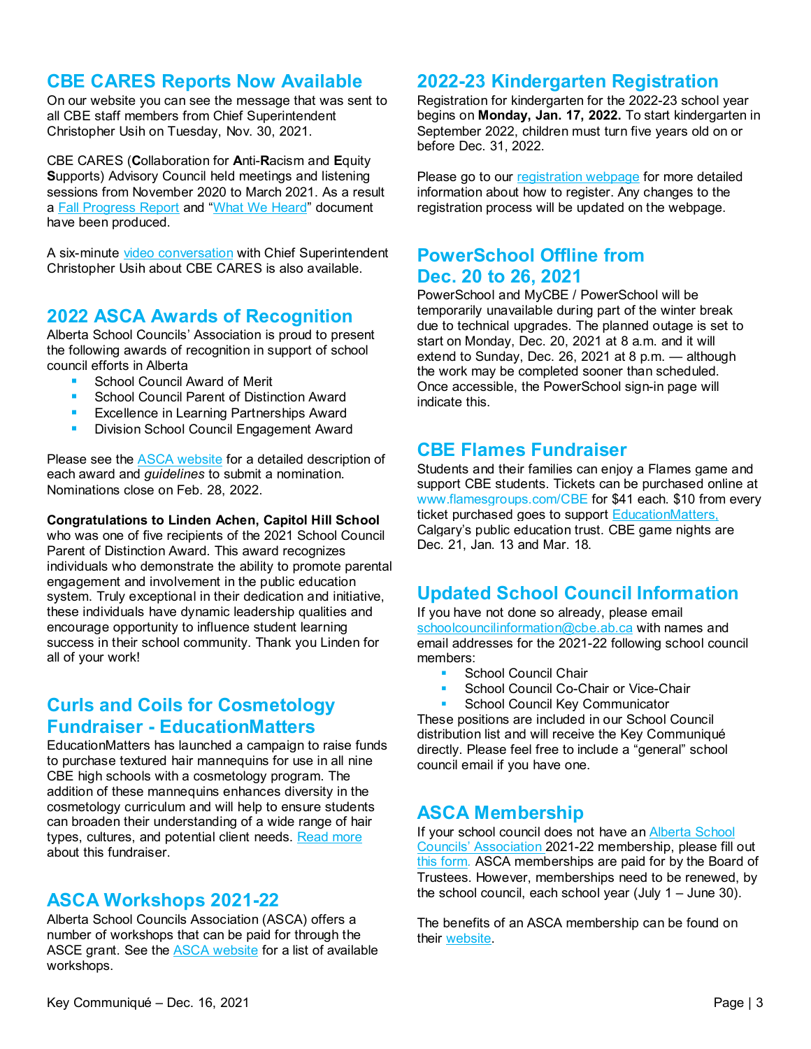## CBE CARES Reports Now Available

On our website you can see the message that was sent to all CBE staff members from Chief Superintendent Christopher Usih on Tuesday, Nov. 30, 2021.

CBE CARES (**C**ollaboration for **A**nti-**R**acism and **E**quity **S**upports) Advisory Council held meetings and listening sessions from November 2020 to March 2021. As a result a Fall Progress Report and "What We Heard" document have been produced.

A six-minute video conversation with Chief Superintendent Christopher Usih about CBE CARES is also available.

## 2022 ASCA Awards of Recognition

Alberta School Councils' Association is proud to present the following awards of recognition in support of school council efforts in Alberta

- School Council Award of Merit
- School Council Parent of Distinction Award
- Excellence in Learning Partnerships Award
- Division School Council Engagement Award

Please see the ASCA website for a detailed description of each award and *guidelines* to submit a nomination. Nominations close on Feb. 28, 2022.

**Congratulations to Linden Achen, Capitol Hill School** who was one of five recipients of the 2021 School Council Parent of Distinction Award. This award recognizes individuals who demonstrate the ability to promote parental engagement and involvement in the public education system. Truly exceptional in their dedication and initiative, these individuals have dynamic leadership qualities and encourage opportunity to influence student learning success in their school community. Thank you Linden for all of your work!

## Curls and Coils for Cosmetology Fundraiser - EducationMatters

EducationMatters has launched a campaign to raise funds to purchase textured hair mannequins for use in all nine CBE high schools with a cosmetology program. The addition of these mannequins enhances diversity in the cosmetology curriculum and will help to ensure students can broaden their understanding of a wide range of hair types, cultures, and potential client needs. Read more about this fundraiser.

## ASCA Workshops 2021-22

Alberta School Councils Association (ASCA) offers a number of workshops that can be paid for through the ASCE grant. See the ASCA website for a list of available workshops.

## 2022-23 Kindergarten Registration

Registration for kindergarten for the 2022-23 school year begins on **Monday, Jan. 17, 2022.** To start kindergarten in September 2022, children must turn five years old on or before Dec. 31, 2022.

Please go to our registration webpage for more detailed information about how to register. Any changes to the registration process will be updated on the webpage.

## PowerSchool Offline from Dec. 20 to 26, 2021

PowerSchool and MyCBE / PowerSchool will be temporarily unavailable during part of the winter break due to technical upgrades. The planned outage is set to start on Monday, Dec. 20, 2021 at 8 a.m. and it will extend to Sunday, Dec. 26, 2021 at 8 p.m. — although the work may be completed sooner than scheduled. Once accessible, the PowerSchool sign-in page will indicate this.

## CBE Flames Fundraiser

Students and their families can enjoy a Flames game and support CBE students. Tickets can be purchased online at www.flamesgroups.com/CBE for $41 each. $10 from every ticket purchased goes to support EducationMatters, Calgary's public education trust. CBE game nights are Dec. 21, Jan. 13 and Mar. 18.

## Updated School Council Information

If you have not done so already, please email schoolcouncilinformation@cbe.ab.ca with names and email addresses for the 2021-22 following school council members:

- School Council Chair
- School Council Co-Chair or Vice-Chair
- School Council Key Communicator

These positions are included in our School Council distribution list and will receive the Key Communiqué directly. Please feel free to include a "general" school council email if you have one.

## ASCA Membership

If your school council does not have an Alberta School Councils' Association 2021-22 membership, please fill out this form. ASCA memberships are paid for by the Board of Trustees. However, memberships need to be renewed, by the school council, each school year (July 1 – June 30).

The benefits of an ASCA membership can be found on their website.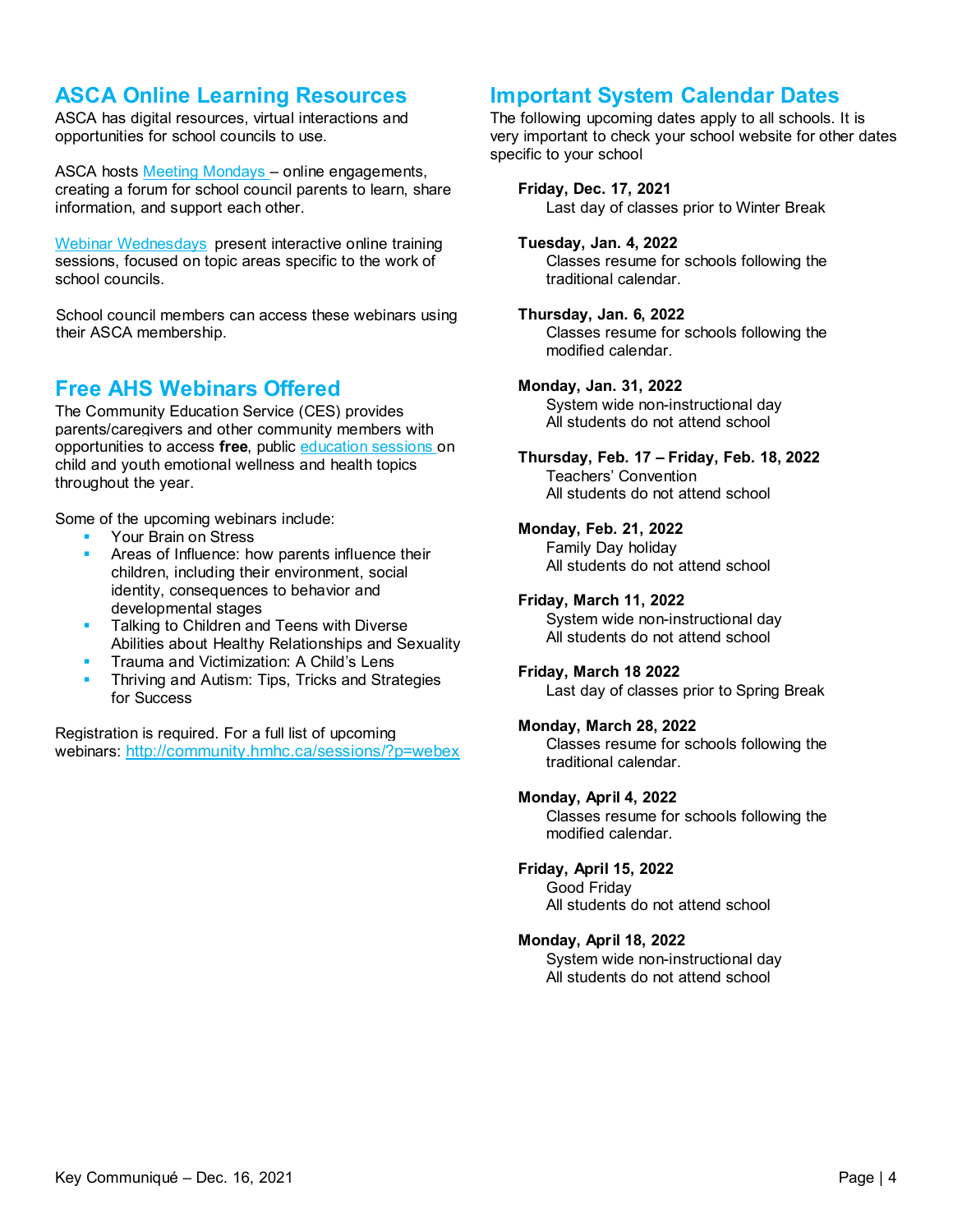## ASCA Online Learning Resources

ASCA has digital resources, virtual interactions and opportunities for school councils to use.

ASCA hosts Meeting Mondays – online engagements, creating a forum for school council parents to learn, share information, and support each other.

Webinar Wednesdays present interactive online training sessions, focused on topic areas specific to the work of school councils.

School council members can access these webinars using their ASCA membership.

## Free AHS Webinars Offered

The Community Education Service (CES) provides parents/caregivers and other community members with opportunities to access **free**, public education sessions on child and youth emotional wellness and health topics throughout the year.

Some of the upcoming webinars include:

- Your Brain on Stress
- Areas of Influence: how parents influence their children, including their environment, social identity, consequences to behavior and developmental stages
- Talking to Children and Teens with Diverse Abilities about Healthy Relationships and Sexuality
- Trauma and Victimization: A Child's Lens
- Thriving and Autism: Tips, Tricks and Strategies for Success

Registration is required. For a full list of upcoming webinars: http://community.hmhc.ca/sessions/?p=webex

## Important System Calendar Dates

The following upcoming dates apply to all schools. It is very important to check your school website for other dates specific to your school

**Friday, Dec. 17, 2021**
Last day of classes prior to Winter Break

**Tuesday, Jan. 4, 2022**
Classes resume for schools following the traditional calendar.

**Thursday, Jan. 6, 2022**
Classes resume for schools following the modified calendar.

**Monday, Jan. 31, 2022**
System wide non-instructional day
All students do not attend school

**Thursday, Feb. 17 – Friday, Feb. 18, 2022**
Teachers' Convention
All students do not attend school

**Monday, Feb. 21, 2022**
Family Day holiday
All students do not attend school

**Friday, March 11, 2022**
System wide non-instructional day
All students do not attend school

**Friday, March 18 2022**
Last day of classes prior to Spring Break

**Monday, March 28, 2022**
Classes resume for schools following the traditional calendar.

**Monday, April 4, 2022**
Classes resume for schools following the modified calendar.

**Friday, April 15, 2022**
Good Friday
All students do not attend school

**Monday, April 18, 2022**
System wide non-instructional day
All students do not attend school